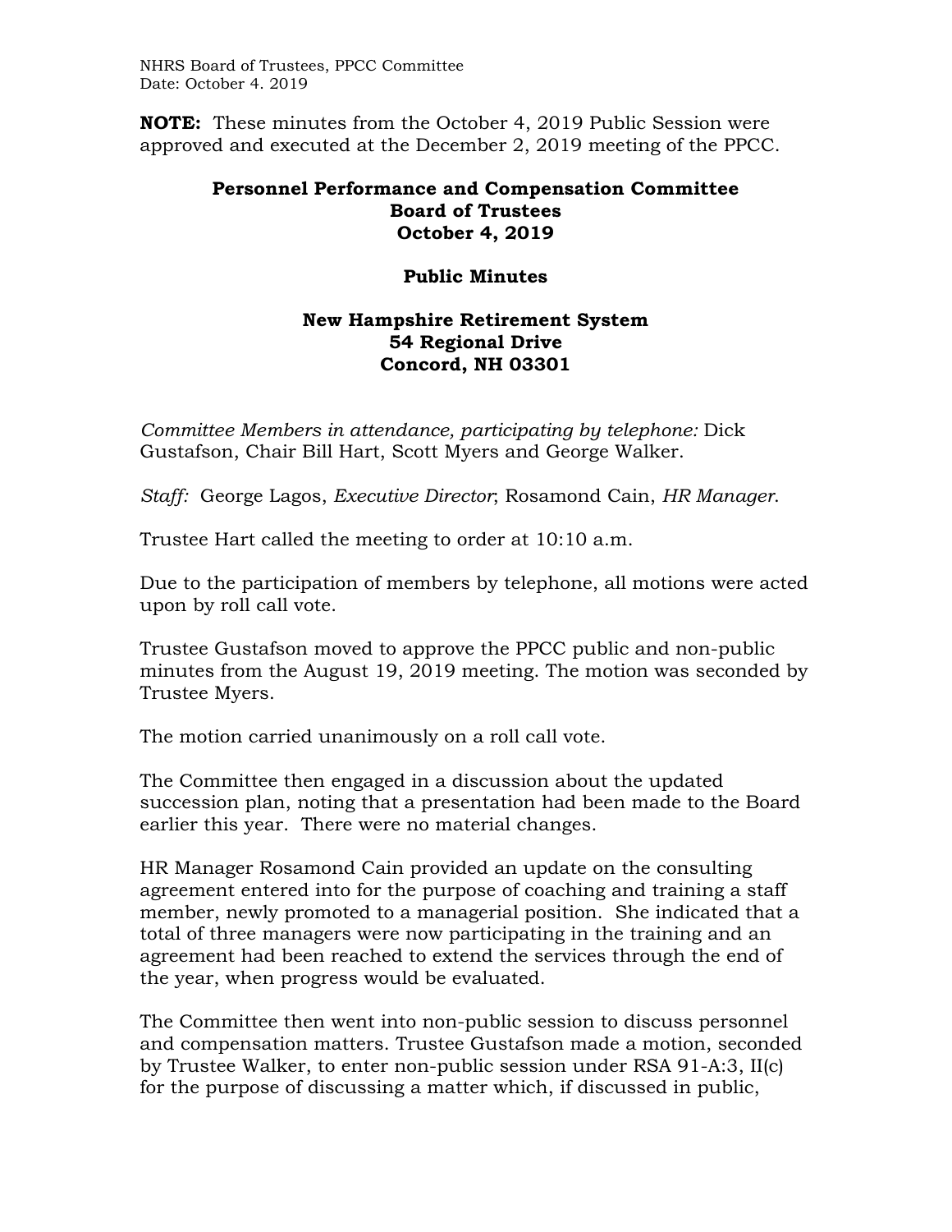**NOTE:** These minutes from the October 4, 2019 Public Session were approved and executed at the December 2, 2019 meeting of the PPCC.

# Personnel Performance and Compensation Committee
# Board of Trustees
# October 4, 2019

## Public Minutes

### New Hampshire Retirement System
### 54 Regional Drive
### Concord, NH 03301

*Committee Members in attendance, participating by telephone:* Dick Gustafson, Chair Bill Hart, Scott Myers and George Walker.

*Staff:* George Lagos, *Executive Director*; Rosamond Cain, *HR Manager*.

Trustee Hart called the meeting to order at 10:10 a.m.

Due to the participation of members by telephone, all motions were acted upon by roll call vote.

Trustee Gustafson moved to approve the PPCC public and non-public minutes from the August 19, 2019 meeting. The motion was seconded by Trustee Myers.

The motion carried unanimously on a roll call vote.

The Committee then engaged in a discussion about the updated succession plan, noting that a presentation had been made to the Board earlier this year. There were no material changes.

HR Manager Rosamond Cain provided an update on the consulting agreement entered into for the purpose of coaching and training a staff member, newly promoted to a managerial position. She indicated that a total of three managers were now participating in the training and an agreement had been reached to extend the services through the end of the year, when progress would be evaluated.

The Committee then went into non-public session to discuss personnel and compensation matters. Trustee Gustafson made a motion, seconded by Trustee Walker, to enter non-public session under RSA 91-A:3, II(c) for the purpose of discussing a matter which, if discussed in public,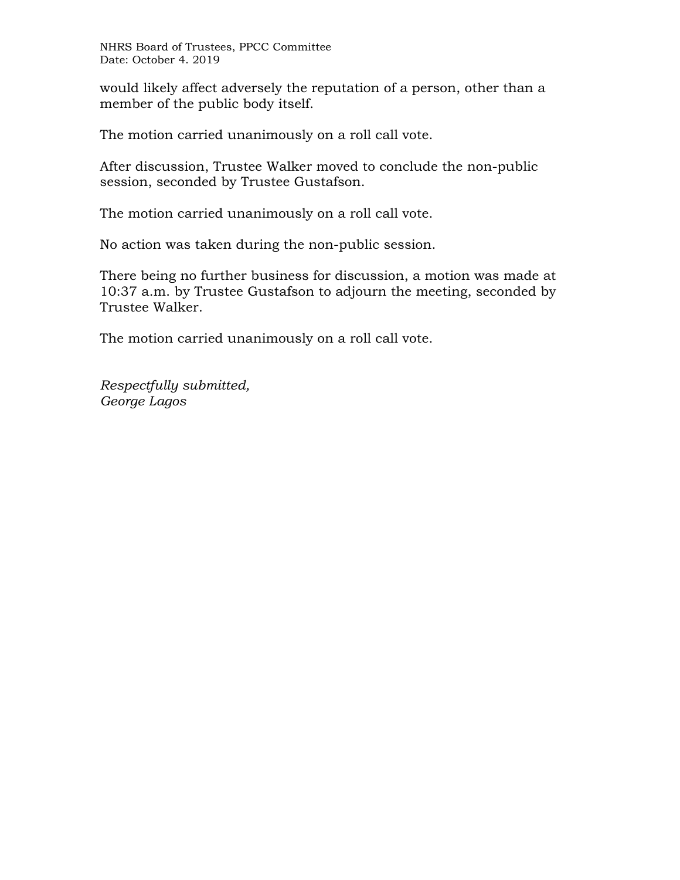would likely affect adversely the reputation of a person, other than a member of the public body itself.

The motion carried unanimously on a roll call vote.

After discussion, Trustee Walker moved to conclude the non-public session, seconded by Trustee Gustafson.

The motion carried unanimously on a roll call vote.

No action was taken during the non-public session.

There being no further business for discussion, a motion was made at 10:37 a.m. by Trustee Gustafson to adjourn the meeting, seconded by Trustee Walker.

The motion carried unanimously on a roll call vote.

*Respectfully submitted,*
*George Lagos*